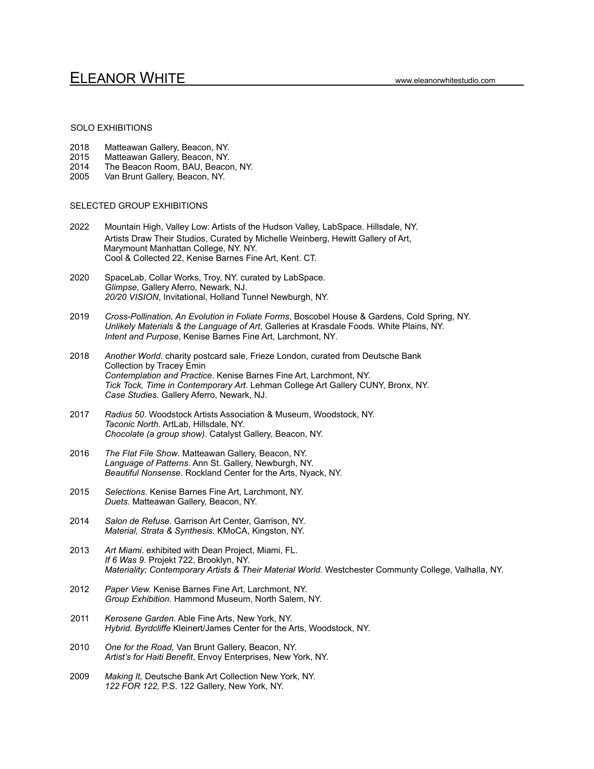# ELEANOR WHITE

www.eleanorwhitestudio.com

## SOLO EXHIBITIONS

2018 Matteawan Gallery, Beacon, NY.
2015 Matteawan Gallery, Beacon, NY.
2014 The Beacon Room, BAU, Beacon, NY.
2005 Van Brunt Gallery, Beacon, NY.

## SELECTED GROUP EXHIBITIONS

2022 Mountain High, Valley Low: Artists of the Hudson Valley, LabSpace. Hillsdale, NY.
Artists Draw Their Studios, Curated by Michelle Weinberg, Hewitt Gallery of Art, Marymount Manhattan College, NY. NY.
Cool & Collected 22, Kenise Barnes Fine Art, Kent. CT.

2020 SpaceLab, Collar Works, Troy, NY. curated by LabSpace.
*Glimpse*, Gallery Aferro, Newark, NJ.
*20/20 VISION*, Invitational, Holland Tunnel Newburgh, NY.

2019 *Cross-Pollination, An Evolution in Foliate Forms*, Boscobel House & Gardens, Cold Spring, NY.
*Unlikely Materials & the Language of Art*, Galleries at Krasdale Foods. White Plains, NY.
*Intent and Purpose*, Kenise Barnes Fine Art, Larchmont, NY.

2018 *Another World*. charity postcard sale, Frieze London, curated from Deutsche Bank Collection by Tracey Emin
*Contemplation and Practice*. Kenise Barnes Fine Art, Larchmont, NY.
*Tick Tock, Time in Contemporary Art*. Lehman College Art Gallery CUNY, Bronx, NY.
*Case Studies*. Gallery Aferro, Newark, NJ.

2017 *Radius 50*. Woodstock Artists Association & Museum, Woodstock, NY.
*Taconic North*. ArtLab, Hillsdale, NY.
*Chocolate (a group show)*. Catalyst Gallery, Beacon, NY.

2016 *The Flat File Show*. Matteawan Gallery, Beacon, NY.
*Language of Patterns*. Ann St. Gallery, Newburgh, NY.
*Beautiful Nonsense*. Rockland Center for the Arts, Nyack, NY.

2015 *Selections*. Kenise Barnes Fine Art, Larchmont, NY.
*Duets*. Matteawan Gallery, Beacon, NY.

2014 *Salon de Refuse*. Garrison Art Center, Garrison, NY.
*Material, Strata & Synthesis*. KMoCA, Kingston, NY.

2013 *Art Miami*. exhibited with Dean Project, Miami, FL.
*If 6 Was 9*. Projekt 722, Brooklyn, NY.
*Materiality; Contemporary Artists & Their Material World*. Westchester Communty College, Valhalla, NY.

2012 *Paper View.* Kenise Barnes Fine Art, Larchmont, NY.
*Group Exhibition.* Hammond Museum, North Salem, NY.

2011 *Kerosene Garden*. Able Fine Arts, New York, NY.
*Hybrid. Byrdcliffe* Kleinert/James Center for the Arts, Woodstock, NY.

2010 *One for the Road,* Van Brunt Gallery, Beacon, NY.
*Artist's for Haiti Benefit*, Envoy Enterprises, New York, NY.

2009 *Making It,* Deutsche Bank Art Collection New York, NY.
*122 FOR 122,* P.S. 122 Gallery, New York, NY.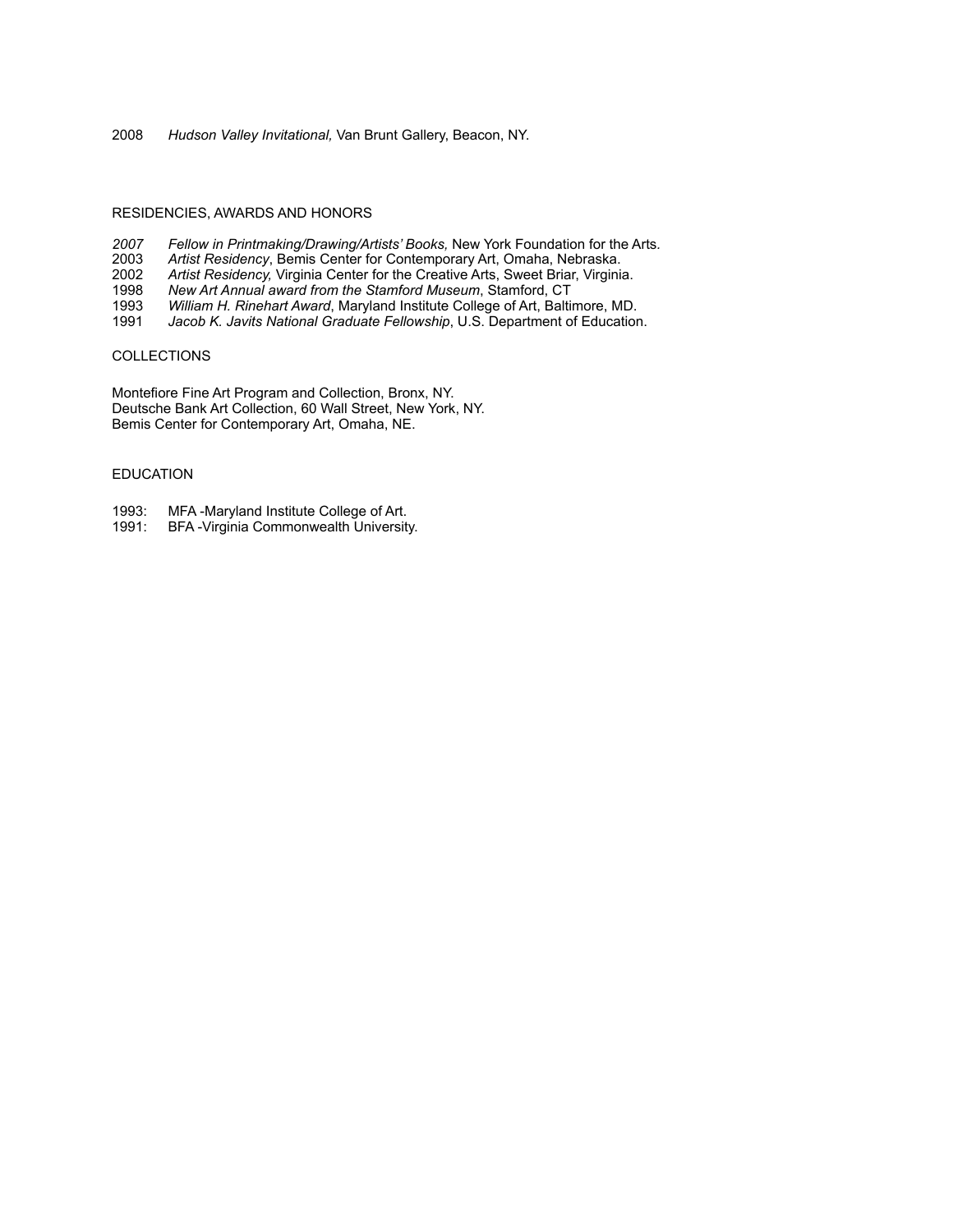2008 *Hudson Valley Invitational,* Van Brunt Gallery, Beacon, NY.

## RESIDENCIES, AWARDS AND HONORS

*2007* *Fellow in Printmaking/Drawing/Artists' Books,* New York Foundation for the Arts.
2003 *Artist Residency*, Bemis Center for Contemporary Art, Omaha, Nebraska.
2002 *Artist Residency,* Virginia Center for the Creative Arts, Sweet Briar, Virginia.
1998 *New Art Annual award from the Stamford Museum*, Stamford, CT
1993 *William H. Rinehart Award*, Maryland Institute College of Art, Baltimore, MD.
1991 *Jacob K. Javits National Graduate Fellowship*, U.S. Department of Education.

## COLLECTIONS

Montefiore Fine Art Program and Collection, Bronx, NY.
Deutsche Bank Art Collection, 60 Wall Street, New York, NY.
Bemis Center for Contemporary Art, Omaha, NE.

## EDUCATION

1993: MFA -Maryland Institute College of Art.
1991: BFA -Virginia Commonwealth University.